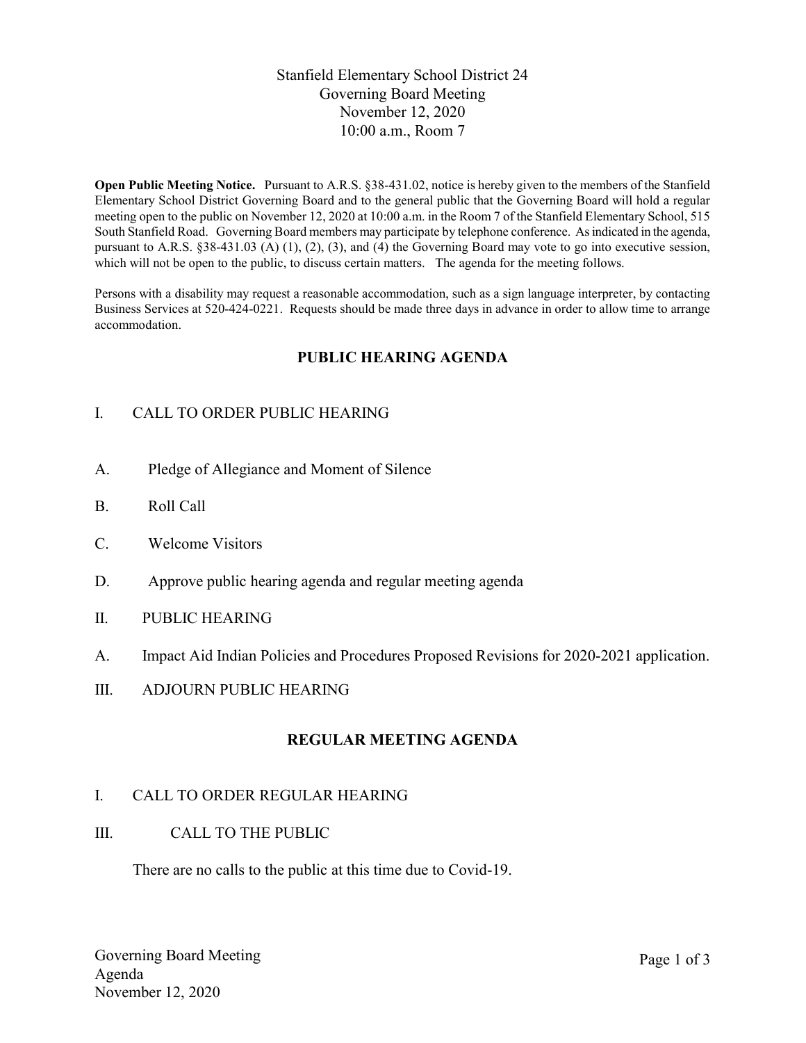# Stanfield Elementary School District 24
## Governing Board Meeting
### November 12, 2020
### 10:00 a.m., Room 7

**Open Public Meeting Notice.** Pursuant to A.R.S. §38-431.02, notice is hereby given to the members of the Stanfield Elementary School District Governing Board and to the general public that the Governing Board will hold a regular meeting open to the public on November 12, 2020 at 10:00 a.m. in the Room 7 of the Stanfield Elementary School, 515 South Stanfield Road. Governing Board members may participate by telephone conference. As indicated in the agenda, pursuant to A.R.S. §38-431.03 (A) (1), (2), (3), and (4) the Governing Board may vote to go into executive session, which will not be open to the public, to discuss certain matters. The agenda for the meeting follows.

Persons with a disability may request a reasonable accommodation, such as a sign language interpreter, by contacting Business Services at 520-424-0221. Requests should be made three days in advance in order to allow time to arrange accommodation.

## PUBLIC HEARING AGENDA

I. CALL TO ORDER PUBLIC HEARING

A. Pledge of Allegiance and Moment of Silence

B. Roll Call

C. Welcome Visitors

D. Approve public hearing agenda and regular meeting agenda

II. PUBLIC HEARING

A. Impact Aid Indian Policies and Procedures Proposed Revisions for 2020-2021 application.

III. ADJOURN PUBLIC HEARING

## REGULAR MEETING AGENDA

I. CALL TO ORDER REGULAR HEARING

III. CALL TO THE PUBLIC

There are no calls to the public at this time due to Covid-19.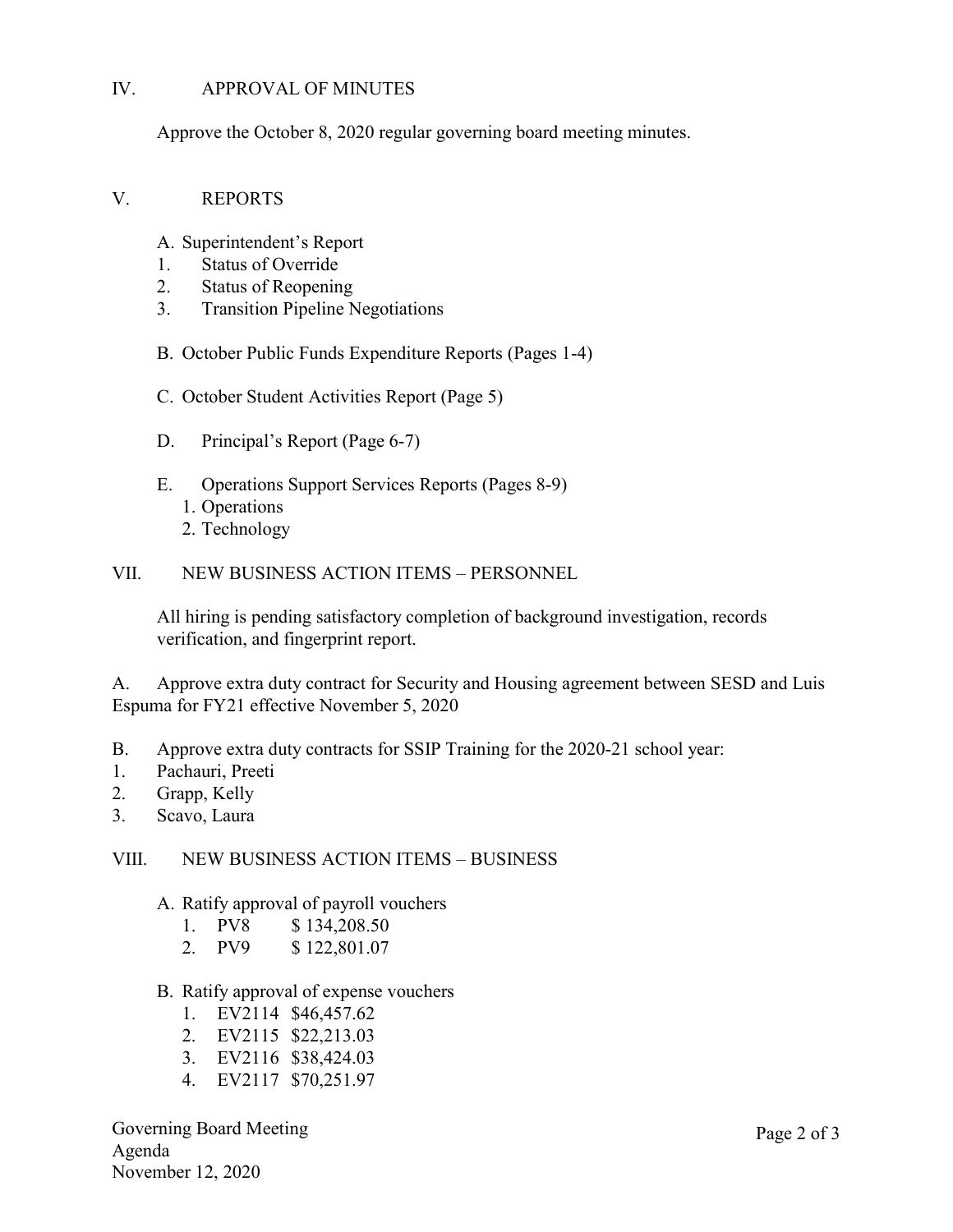## IV. APPROVAL OF MINUTES

Approve the October 8, 2020 regular governing board meeting minutes.

## V. REPORTS

A. Superintendent's Report
1. Status of Override
2. Status of Reopening
3. Transition Pipeline Negotiations

B. October Public Funds Expenditure Reports (Pages 1-4)

C. October Student Activities Report (Page 5)

D. Principal's Report (Page 6-7)

E. Operations Support Services Reports (Pages 8-9)
1. Operations
2. Technology

## VII. NEW BUSINESS ACTION ITEMS – PERSONNEL

All hiring is pending satisfactory completion of background investigation, records verification, and fingerprint report.

A. Approve extra duty contract for Security and Housing agreement between SESD and Luis Espuma for FY21 effective November 5, 2020

B. Approve extra duty contracts for SSIP Training for the 2020-21 school year:
1. Pachauri, Preeti
2. Grapp, Kelly
3. Scavo, Laura

## VIII. NEW BUSINESS ACTION ITEMS – BUSINESS

A. Ratify approval of payroll vouchers
1. PV8 $ 134,208.50
2. PV9 $ 122,801.07

B. Ratify approval of expense vouchers
1. EV2114 $46,457.62
2. EV2115 $22,213.03
3. EV2116 $38,424.03
4. EV2117 $70,251.97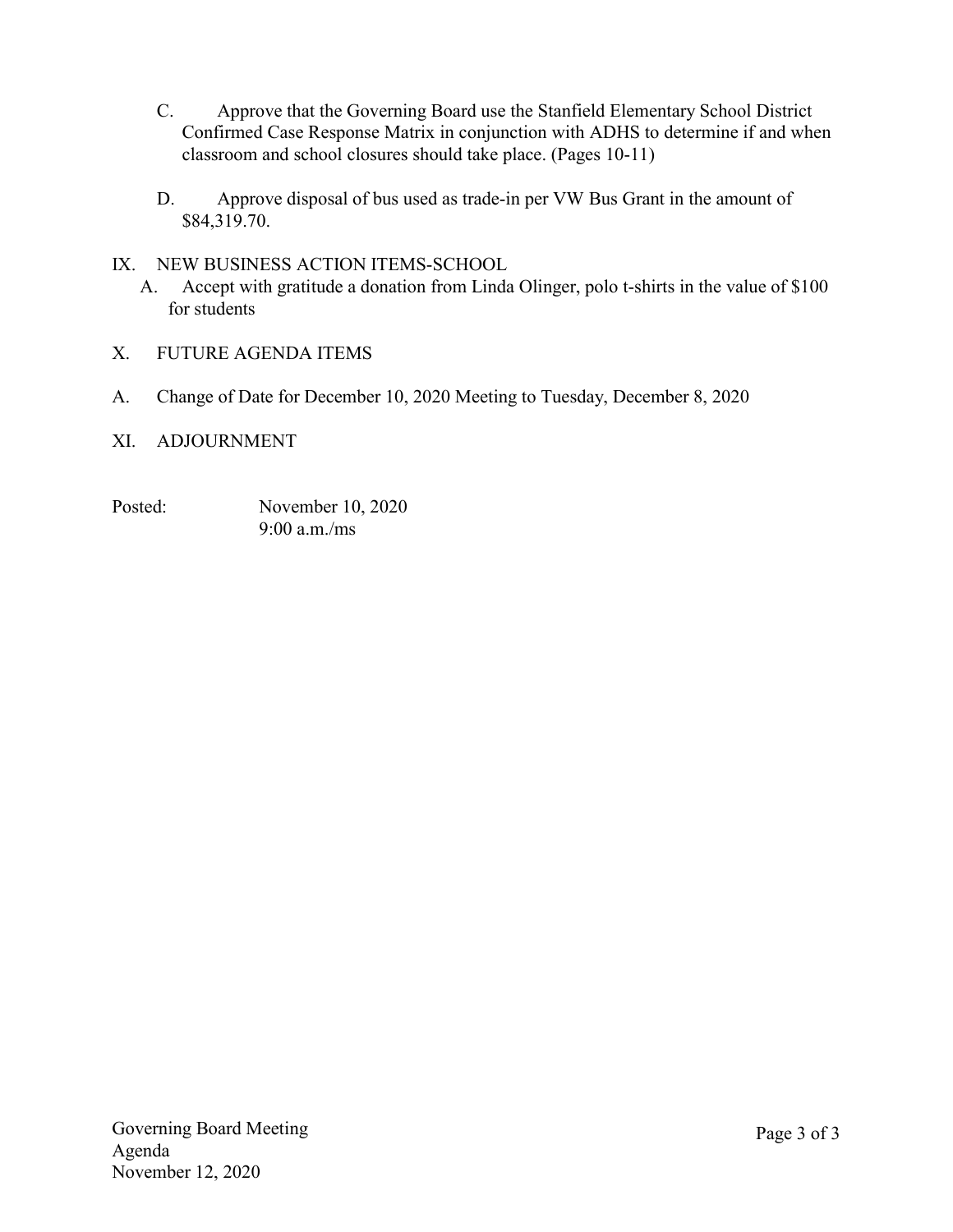C. Approve that the Governing Board use the Stanfield Elementary School District Confirmed Case Response Matrix in conjunction with ADHS to determine if and when classroom and school closures should take place. (Pages 10-11)

D. Approve disposal of bus used as trade-in per VW Bus Grant in the amount of $84,319.70.

IX. NEW BUSINESS ACTION ITEMS-SCHOOL

A. Accept with gratitude a donation from Linda Olinger, polo t-shirts in the value of $100 for students

X. FUTURE AGENDA ITEMS

A. Change of Date for December 10, 2020 Meeting to Tuesday, December 8, 2020

XI. ADJOURNMENT

Posted: November 10, 2020
9:00 a.m./ms